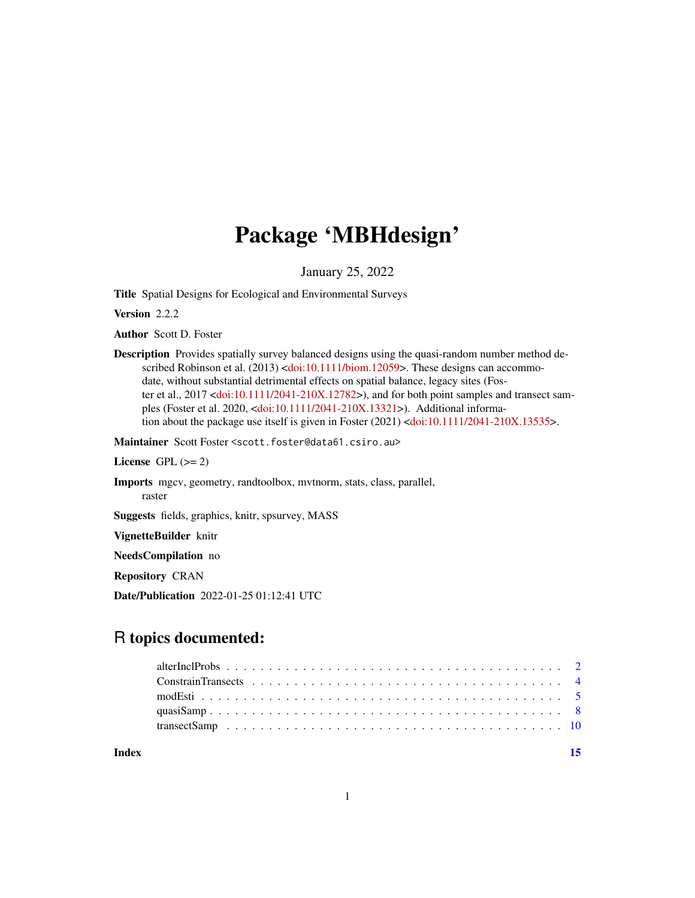# Package 'MBHdesign'

January 25, 2022

**Title** Spatial Designs for Ecological and Environmental Surveys

**Version** 2.2.2

**Author** Scott D. Foster

**Description** Provides spatially survey balanced designs using the quasi-random number method described Robinson et al. (2013) <doi:10.1111/biom.12059>. These designs can accommodate, without substantial detrimental effects on spatial balance, legacy sites (Foster et al., 2017 <doi:10.1111/2041-210X.12782>), and for both point samples and transect samples (Foster et al. 2020, <doi:10.1111/2041-210X.13321>). Additional information about the package use itself is given in Foster (2021) <doi:10.1111/2041-210X.13535>.

**Maintainer** Scott Foster <scott.foster@data61.csiro.au>

**License** GPL (>= 2)

**Imports** mgcv, geometry, randtoolbox, mvtnorm, stats, class, parallel, raster

**Suggests** fields, graphics, knitr, spsurvey, MASS

**VignetteBuilder** knitr

**NeedsCompilation** no

**Repository** CRAN

**Date/Publication** 2022-01-25 01:12:41 UTC

## R topics documented:

- alterInclProbs . . . . . . . . . . . . . . . . . . . . . . . . . . . . . . . . . . . . . . 2
- ConstrainTransects . . . . . . . . . . . . . . . . . . . . . . . . . . . . . . . . . . . . 4
- modEsti . . . . . . . . . . . . . . . . . . . . . . . . . . . . . . . . . . . . . . . . . 5
- quasiSamp . . . . . . . . . . . . . . . . . . . . . . . . . . . . . . . . . . . . . . . . 8
- transectSamp . . . . . . . . . . . . . . . . . . . . . . . . . . . . . . . . . . . . . . 10

**Index** 15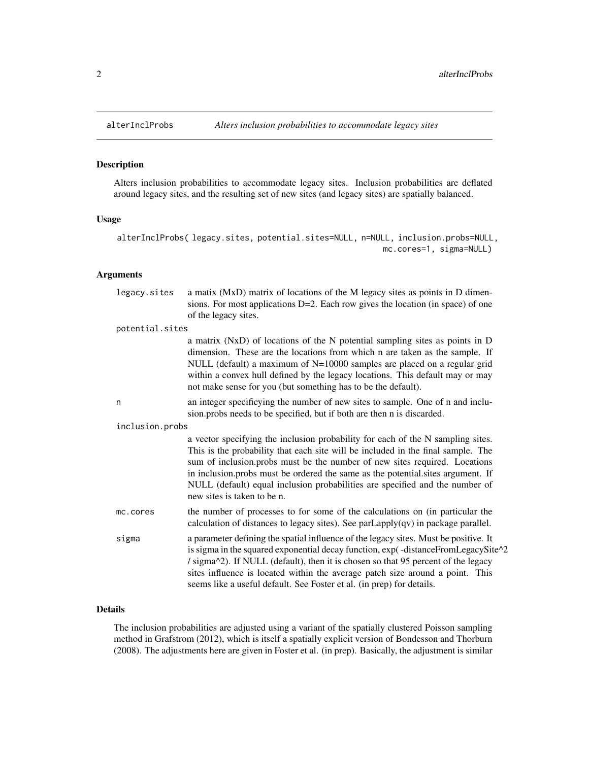## alterInclProbs — *Alters inclusion probabilities to accommodate legacy sites*

### Description

Alters inclusion probabilities to accommodate legacy sites. Inclusion probabilities are deflated around legacy sites, and the resulting set of new sites (and legacy sites) are spatially balanced.

### Usage

```
alterInclProbs( legacy.sites, potential.sites=NULL, n=NULL, inclusion.probs=NULL,
                                                      mc.cores=1, sigma=NULL)
```

### Arguments

| Argument | Description |
|---|---|
| `legacy.sites` | a matix (MxD) matrix of locations of the M legacy sites as points in D dimensions. For most applications D=2. Each row gives the location (in space) of one of the legacy sites. |
| `potential.sites` | a matrix (NxD) of locations of the N potential sampling sites as points in D dimension. These are the locations from which n are taken as the sample. If NULL (default) a maximum of N=10000 samples are placed on a regular grid within a convex hull defined by the legacy locations. This default may or may not make sense for you (but something has to be the default). |
| `n` | an integer specificying the number of new sites to sample. One of n and inclusion.probs needs to be specified, but if both are then n is discarded. |
| `inclusion.probs` | a vector specifying the inclusion probability for each of the N sampling sites. This is the probability that each site will be included in the final sample. The sum of inclusion.probs must be the number of new sites required. Locations in inclusion.probs must be ordered the same as the potential.sites argument. If NULL (default) equal inclusion probabilities are specified and the number of new sites is taken to be n. |
| `mc.cores` | the number of processes to for some of the calculations on (in particular the calculation of distances to legacy sites). See parLapply(qv) in package parallel. |
| `sigma` | a parameter defining the spatial influence of the legacy sites. Must be positive. It is sigma in the squared exponential decay function, exp( -distanceFromLegacySite^2 / sigma^2). If NULL (default), then it is chosen so that 95 percent of the legacy sites influence is located within the average patch size around a point. This seems like a useful default. See Foster et al. (in prep) for details. |

### Details

The inclusion probabilities are adjusted using a variant of the spatially clustered Poisson sampling method in Grafstrom (2012), which is itself a spatially explicit version of Bondesson and Thorburn (2008). The adjustments here are given in Foster et al. (in prep). Basically, the adjustment is similar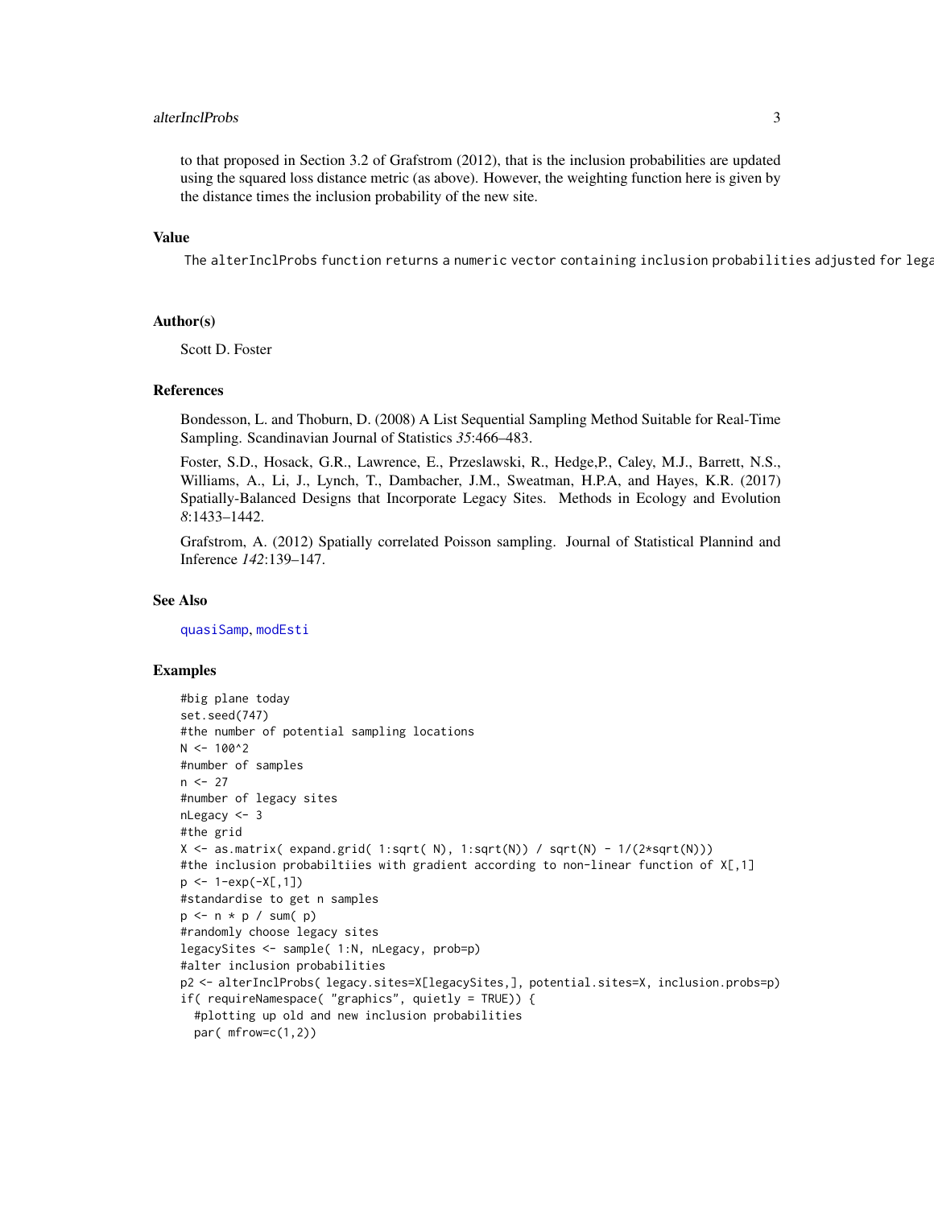to that proposed in Section 3.2 of Grafstrom (2012), that is the inclusion probabilities are updated using the squared loss distance metric (as above). However, the weighting function here is given by the distance times the inclusion probability of the new site.

## Value

The alterInclProbs function returns a numeric vector containing inclusion probabilities adjusted for lega

## Author(s)

Scott D. Foster

## References

Bondesson, L. and Thoburn, D. (2008) A List Sequential Sampling Method Suitable for Real-Time Sampling. Scandinavian Journal of Statistics *35*:466–483.

Foster, S.D., Hosack, G.R., Lawrence, E., Przeslawski, R., Hedge,P., Caley, M.J., Barrett, N.S., Williams, A., Li, J., Lynch, T., Dambacher, J.M., Sweatman, H.P.A, and Hayes, K.R. (2017) Spatially-Balanced Designs that Incorporate Legacy Sites. Methods in Ecology and Evolution *8*:1433–1442.

Grafstrom, A. (2012) Spatially correlated Poisson sampling. Journal of Statistical Plannind and Inference *142*:139–147.

## See Also

quasiSamp, modEsti

## Examples

```
#big plane today
set.seed(747)
#the number of potential sampling locations
N <- 100^2
#number of samples
n <- 27
#number of legacy sites
nLegacy <- 3
#the grid
X <- as.matrix( expand.grid( 1:sqrt( N), 1:sqrt(N)) / sqrt(N) - 1/(2*sqrt(N)))
#the inclusion probabiltiies with gradient according to non-linear function of X[,1]
p <- 1-exp(-X[,1])
#standardise to get n samples
p <- n * p / sum( p)
#randomly choose legacy sites
legacySites <- sample( 1:N, nLegacy, prob=p)
#alter inclusion probabilities
p2 <- alterInclProbs( legacy.sites=X[legacySites,], potential.sites=X, inclusion.probs=p)
if( requireNamespace( "graphics", quietly = TRUE)) {
  #plotting up old and new inclusion probabilities
  par( mfrow=c(1,2))
```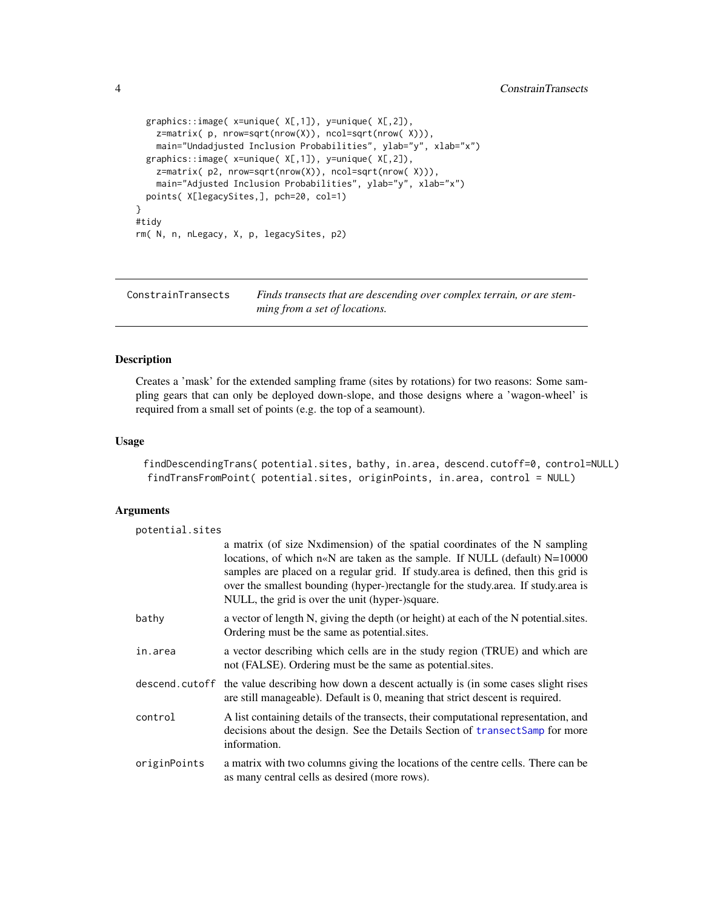```
  graphics::image( x=unique( X[,1]), y=unique( X[,2]),
    z=matrix( p, nrow=sqrt(nrow(X)), ncol=sqrt(nrow( X))),
    main="Undadjusted Inclusion Probabilities", ylab="y", xlab="x")
  graphics::image( x=unique( X[,1]), y=unique( X[,2]),
    z=matrix( p2, nrow=sqrt(nrow(X)), ncol=sqrt(nrow( X))),
    main="Adjusted Inclusion Probabilities", ylab="y", xlab="x")
  points( X[legacySites,], pch=20, col=1)
}
#tidy
rm( N, n, nLegacy, X, p, legacySites, p2)
```

---

## ConstrainTransects — *Finds transects that are descending over complex terrain, or are stemming from a set of locations.*

---

### Description

Creates a 'mask' for the extended sampling frame (sites by rotations) for two reasons: Some sampling gears that can only be deployed down-slope, and those designs where a 'wagon-wheel' is required from a small set of points (e.g. the top of a seamount).

### Usage

```
findDescendingTrans( potential.sites, bathy, in.area, descend.cutoff=0, control=NULL)
findTransFromPoint( potential.sites, originPoints, in.area, control = NULL)
```

### Arguments

| | |
|---|---|
| potential.sites | a matrix (of size Nxdimension) of the spatial coordinates of the N sampling locations, of which n«N are taken as the sample. If NULL (default) N=10000 samples are placed on a regular grid. If study.area is defined, then this grid is over the smallest bounding (hyper-)rectangle for the study.area. If study.area is NULL, the grid is over the unit (hyper-)square. |
| bathy | a vector of length N, giving the depth (or height) at each of the N potential.sites. Ordering must be the same as potential.sites. |
| in.area | a vector describing which cells are in the study region (TRUE) and which are not (FALSE). Ordering must be the same as potential.sites. |
| descend.cutoff | the value describing how down a descent actually is (in some cases slight rises are still manageable). Default is 0, meaning that strict descent is required. |
| control | A list containing details of the transects, their computational representation, and decisions about the design. See the Details Section of transectSamp for more information. |
| originPoints | a matrix with two columns giving the locations of the centre cells. There can be as many central cells as desired (more rows). |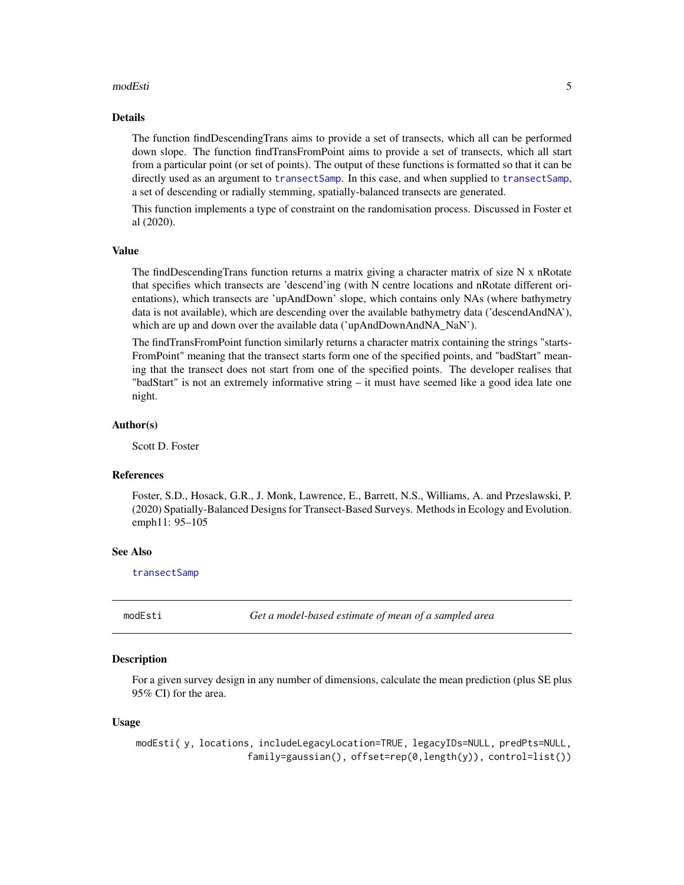## Details

The function findDescendingTrans aims to provide a set of transects, which all can be performed down slope. The function findTransFromPoint aims to provide a set of transects, which all start from a particular point (or set of points). The output of these functions is formatted so that it can be directly used as an argument to transectSamp. In this case, and when supplied to transectSamp, a set of descending or radially stemming, spatially-balanced transects are generated.

This function implements a type of constraint on the randomisation process. Discussed in Foster et al (2020).

## Value

The findDescendingTrans function returns a matrix giving a character matrix of size N x nRotate that specifies which transects are 'descend'ing (with N centre locations and nRotate different orientations), which transects are 'upAndDown' slope, which contains only NAs (where bathymetry data is not available), which are descending over the available bathymetry data ('descendAndNA'), which are up and down over the available data ('upAndDownAndNA_NaN').

The findTransFromPoint function similarly returns a character matrix containing the strings "startsFromPoint" meaning that the transect starts form one of the specified points, and "badStart" meaning that the transect does not start from one of the specified points. The developer realises that "badStart" is not an extremely informative string – it must have seemed like a good idea late one night.

## Author(s)

Scott D. Foster

## References

Foster, S.D., Hosack, G.R., J. Monk, Lawrence, E., Barrett, N.S., Williams, A. and Przeslawski, P. (2020) Spatially-Balanced Designs for Transect-Based Surveys. Methods in Ecology and Evolution. emph11: 95–105

## See Also

transectSamp

---

# modEsti — *Get a model-based estimate of mean of a sampled area*

## Description

For a given survey design in any number of dimensions, calculate the mean prediction (plus SE plus 95% CI) for the area.

## Usage

```
modEsti( y, locations, includeLegacyLocation=TRUE, legacyIDs=NULL, predPts=NULL,
                    family=gaussian(), offset=rep(0,length(y)), control=list())
```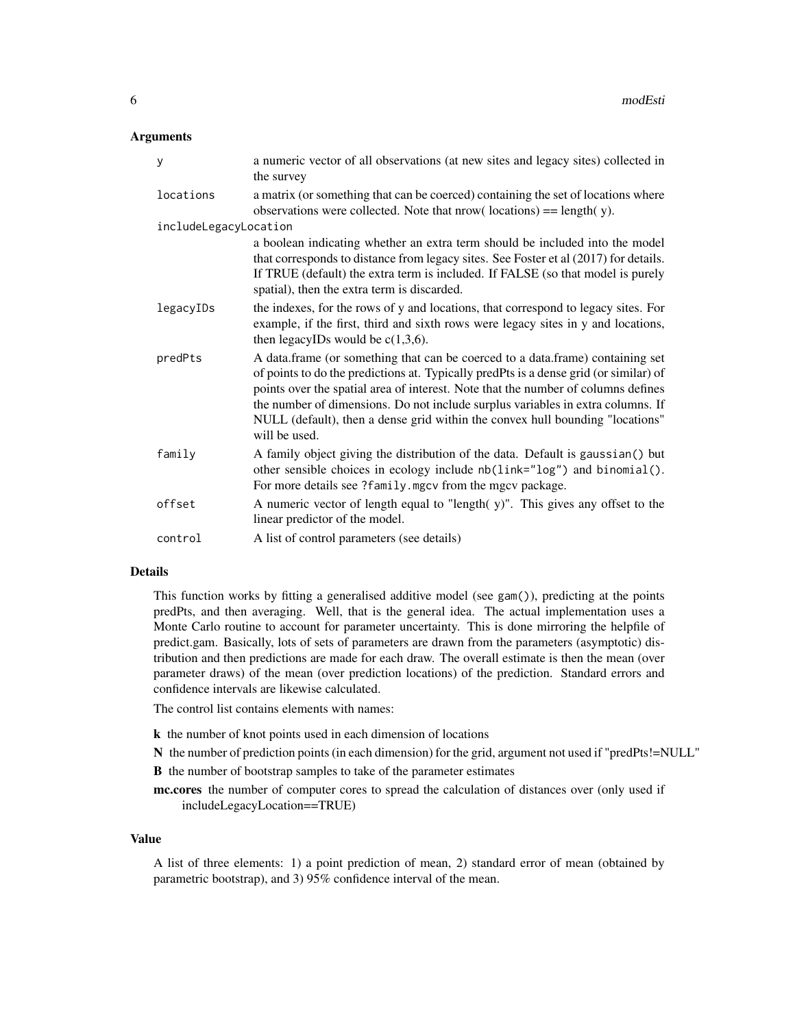### Arguments

- **y**: a numeric vector of all observations (at new sites and legacy sites) collected in the survey
- **locations**: a matrix (or something that can be coerced) containing the set of locations where observations were collected. Note that nrow( locations) == length( y).
- **includeLegacyLocation**: a boolean indicating whether an extra term should be included into the model that corresponds to distance from legacy sites. See Foster et al (2017) for details. If TRUE (default) the extra term is included. If FALSE (so that model is purely spatial), then the extra term is discarded.
- **legacyIDs**: the indexes, for the rows of y and locations, that correspond to legacy sites. For example, if the first, third and sixth rows were legacy sites in y and locations, then legacyIDs would be c(1,3,6).
- **predPts**: A data.frame (or something that can be coerced to a data.frame) containing set of points to do the predictions at. Typically predPts is a dense grid (or similar) of points over the spatial area of interest. Note that the number of columns defines the number of dimensions. Do not include surplus variables in extra columns. If NULL (default), then a dense grid within the convex hull bounding "locations" will be used.
- **family**: A family object giving the distribution of the data. Default is `gaussian()` but other sensible choices in ecology include `nb(link="log")` and `binomial()`. For more details see `?family.mgcv` from the mgcv package.
- **offset**: A numeric vector of length equal to "length( y)". This gives any offset to the linear predictor of the model.
- **control**: A list of control parameters (see details)

### Details

This function works by fitting a generalised additive model (see `gam()`), predicting at the points predPts, and then averaging. Well, that is the general idea. The actual implementation uses a Monte Carlo routine to account for parameter uncertainty. This is done mirroring the helpfile of predict.gam. Basically, lots of sets of parameters are drawn from the parameters (asymptotic) distribution and then predictions are made for each draw. The overall estimate is then the mean (over parameter draws) of the mean (over prediction locations) of the prediction. Standard errors and confidence intervals are likewise calculated.

The control list contains elements with names:

- **k** the number of knot points used in each dimension of locations
- **N** the number of prediction points (in each dimension) for the grid, argument not used if "predPts!=NULL"
- **B** the number of bootstrap samples to take of the parameter estimates
- **mc.cores** the number of computer cores to spread the calculation of distances over (only used if includeLegacyLocation==TRUE)

### Value

A list of three elements: 1) a point prediction of mean, 2) standard error of mean (obtained by parametric bootstrap), and 3) 95% confidence interval of the mean.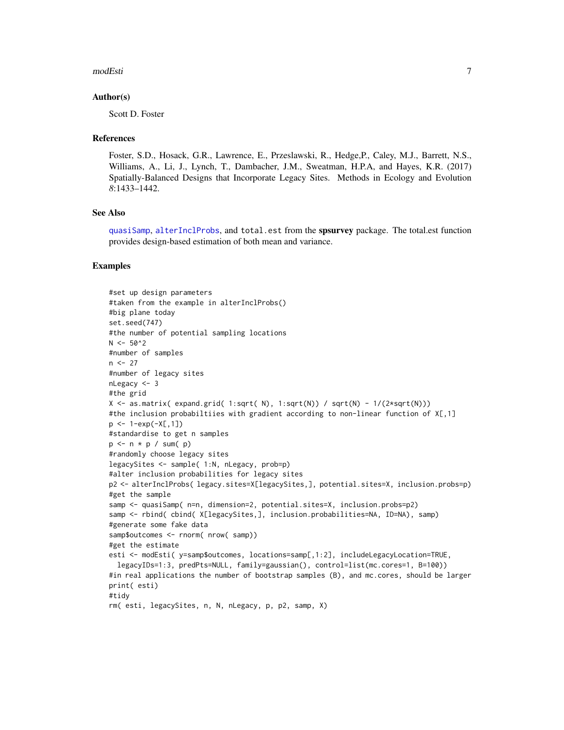## Author(s)

Scott D. Foster

## References

Foster, S.D., Hosack, G.R., Lawrence, E., Przeslawski, R., Hedge,P., Caley, M.J., Barrett, N.S., Williams, A., Li, J., Lynch, T., Dambacher, J.M., Sweatman, H.P.A, and Hayes, K.R. (2017) Spatially-Balanced Designs that Incorporate Legacy Sites. Methods in Ecology and Evolution *8*:1433–1442.

## See Also

quasiSamp, alterInclProbs, and `total.est` from the **spsurvey** package. The total.est function provides design-based estimation of both mean and variance.

## Examples

```
#set up design parameters
#taken from the example in alterInclProbs()
#big plane today
set.seed(747)
#the number of potential sampling locations
N <- 50^2
#number of samples
n <- 27
#number of legacy sites
nLegacy <- 3
#the grid
X <- as.matrix( expand.grid( 1:sqrt( N), 1:sqrt(N)) / sqrt(N) - 1/(2*sqrt(N)))
#the inclusion probabiltiies with gradient according to non-linear function of X[,1]
p <- 1-exp(-X[,1])
#standardise to get n samples
p <- n * p / sum( p)
#randomly choose legacy sites
legacySites <- sample( 1:N, nLegacy, prob=p)
#alter inclusion probabilities for legacy sites
p2 <- alterInclProbs( legacy.sites=X[legacySites,], potential.sites=X, inclusion.probs=p)
#get the sample
samp <- quasiSamp( n=n, dimension=2, potential.sites=X, inclusion.probs=p2)
samp <- rbind( cbind( X[legacySites,], inclusion.probabilities=NA, ID=NA), samp)
#generate some fake data
samp$outcomes <- rnorm( nrow( samp))
#get the estimate
esti <- modEsti( y=samp$outcomes, locations=samp[,1:2], includeLegacyLocation=TRUE,
  legacyIDs=1:3, predPts=NULL, family=gaussian(), control=list(mc.cores=1, B=100))
#in real applications the number of bootstrap samples (B), and mc.cores, should be larger
print( esti)
#tidy
rm( esti, legacySites, n, N, nLegacy, p, p2, samp, X)
```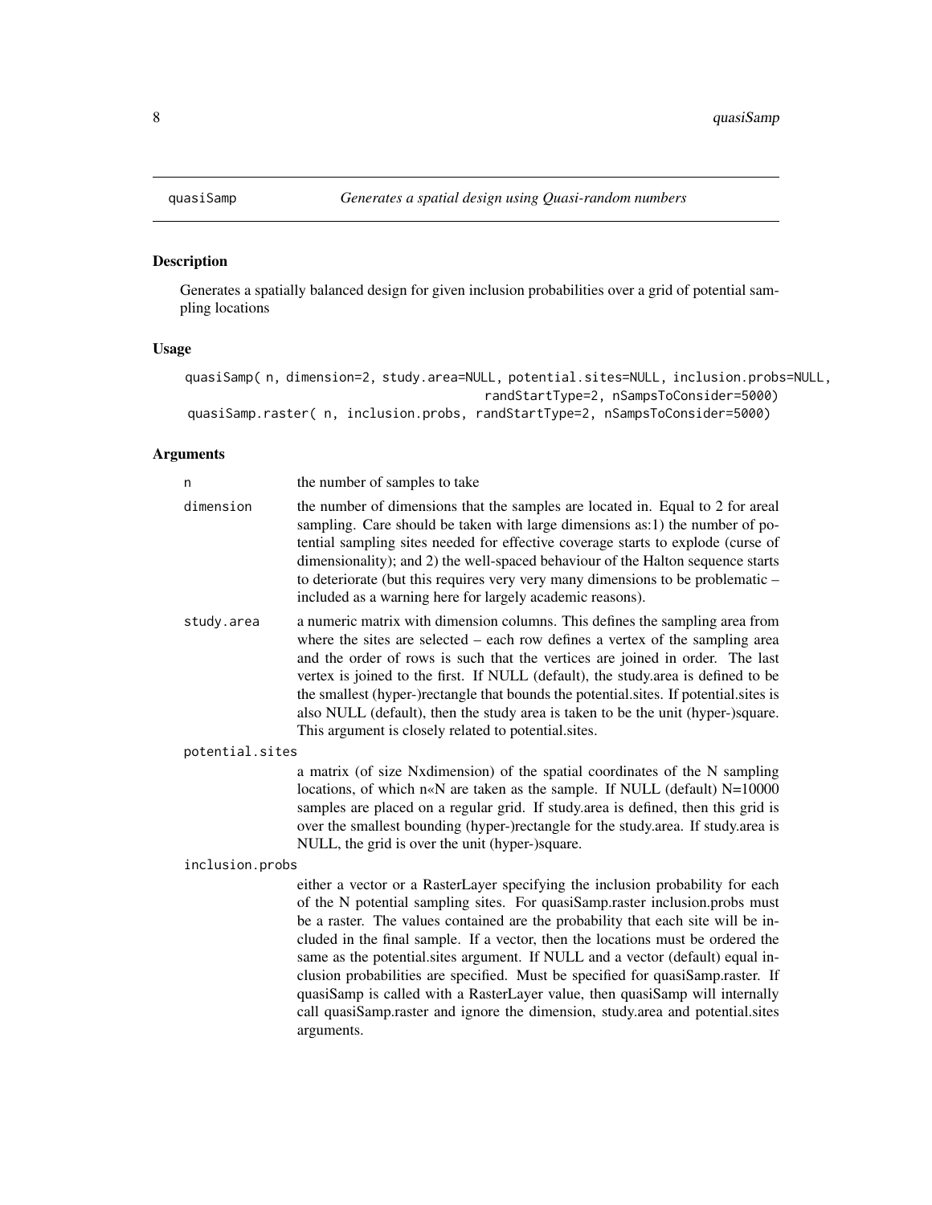## quasiSamp — *Generates a spatial design using Quasi-random numbers*

### Description

Generates a spatially balanced design for given inclusion probabilities over a grid of potential sampling locations

### Usage

```
quasiSamp( n, dimension=2, study.area=NULL, potential.sites=NULL, inclusion.probs=NULL,
                                        randStartType=2, nSampsToConsider=5000)
quasiSamp.raster( n, inclusion.probs, randStartType=2, nSampsToConsider=5000)
```

### Arguments

- `n` — the number of samples to take
- `dimension` — the number of dimensions that the samples are located in. Equal to 2 for areal sampling. Care should be taken with large dimensions as:1) the number of potential sampling sites needed for effective coverage starts to explode (curse of dimensionality); and 2) the well-spaced behaviour of the Halton sequence starts to deteriorate (but this requires very very many dimensions to be problematic – included as a warning here for largely academic reasons).
- `study.area` — a numeric matrix with dimension columns. This defines the sampling area from where the sites are selected – each row defines a vertex of the sampling area and the order of rows is such that the vertices are joined in order. The last vertex is joined to the first. If NULL (default), the study.area is defined to be the smallest (hyper-)rectangle that bounds the potential.sites. If potential.sites is also NULL (default), then the study area is taken to be the unit (hyper-)square. This argument is closely related to potential.sites.
- `potential.sites` — a matrix (of size Nxdimension) of the spatial coordinates of the N sampling locations, of which n«N are taken as the sample. If NULL (default) N=10000 samples are placed on a regular grid. If study.area is defined, then this grid is over the smallest bounding (hyper-)rectangle for the study.area. If study.area is NULL, the grid is over the unit (hyper-)square.
- `inclusion.probs` — either a vector or a RasterLayer specifying the inclusion probability for each of the N potential sampling sites. For quasiSamp.raster inclusion.probs must be a raster. The values contained are the probability that each site will be included in the final sample. If a vector, then the locations must be ordered the same as the potential.sites argument. If NULL and a vector (default) equal inclusion probabilities are specified. Must be specified for quasiSamp.raster. If quasiSamp is called with a RasterLayer value, then quasiSamp will internally call quasiSamp.raster and ignore the dimension, study.area and potential.sites arguments.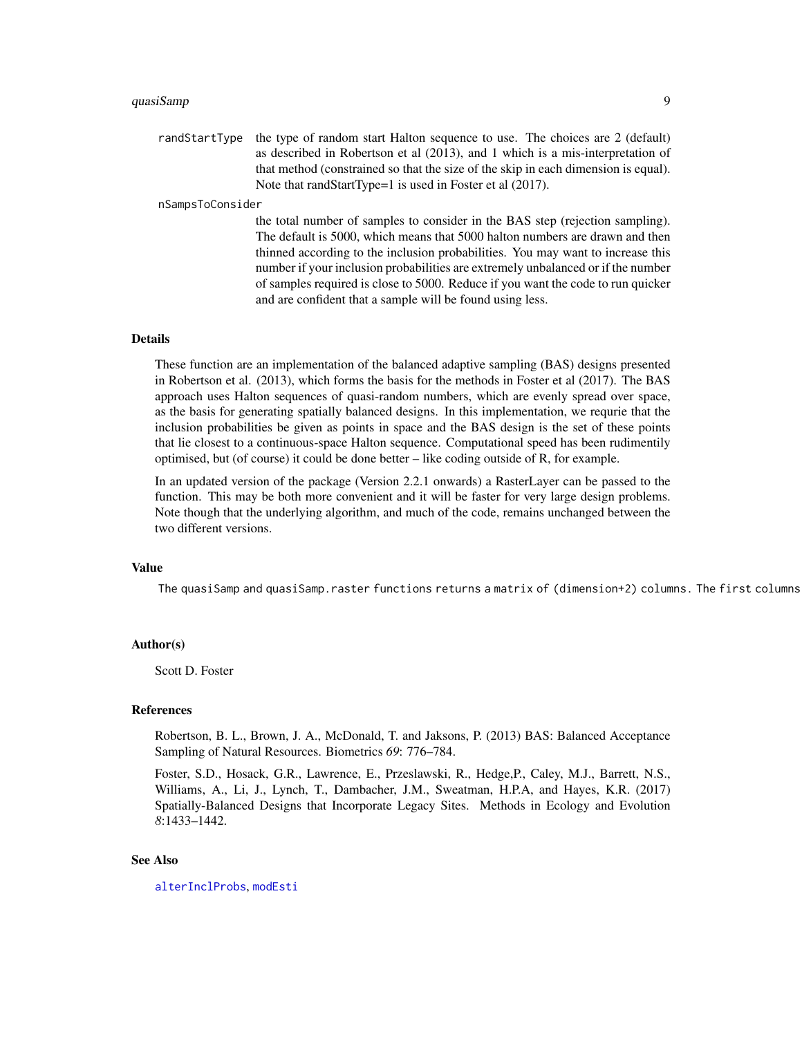randStartType
: the type of random start Halton sequence to use. The choices are 2 (default) as described in Robertson et al (2013), and 1 which is a mis-interpretation of that method (constrained so that the size of the skip in each dimension is equal). Note that randStartType=1 is used in Foster et al (2017).

nSampsToConsider
: the total number of samples to consider in the BAS step (rejection sampling). The default is 5000, which means that 5000 halton numbers are drawn and then thinned according to the inclusion probabilities. You may want to increase this number if your inclusion probabilities are extremely unbalanced or if the number of samples required is close to 5000. Reduce if you want the code to run quicker and are confident that a sample will be found using less.

## Details

These function are an implementation of the balanced adaptive sampling (BAS) designs presented in Robertson et al. (2013), which forms the basis for the methods in Foster et al (2017). The BAS approach uses Halton sequences of quasi-random numbers, which are evenly spread over space, as the basis for generating spatially balanced designs. In this implementation, we requrie that the inclusion probabilities be given as points in space and the BAS design is the set of these points that lie closest to a continuous-space Halton sequence. Computational speed has been rudimently optimised, but (of course) it could be done better – like coding outside of R, for example.

In an updated version of the package (Version 2.2.1 onwards) a RasterLayer can be passed to the function. This may be both more convenient and it will be faster for very large design problems. Note though that the underlying algorithm, and much of the code, remains unchanged between the two different versions.

## Value

The quasiSamp and quasiSamp.raster functions returns a matrix of (dimension+2) columns. The first columns

## Author(s)

Scott D. Foster

## References

Robertson, B. L., Brown, J. A., McDonald, T. and Jaksons, P. (2013) BAS: Balanced Acceptance Sampling of Natural Resources. Biometrics *69*: 776–784.

Foster, S.D., Hosack, G.R., Lawrence, E., Przeslawski, R., Hedge,P., Caley, M.J., Barrett, N.S., Williams, A., Li, J., Lynch, T., Dambacher, J.M., Sweatman, H.P.A, and Hayes, K.R. (2017) Spatially-Balanced Designs that Incorporate Legacy Sites. Methods in Ecology and Evolution *8*:1433–1442.

## See Also

alterInclProbs, modEsti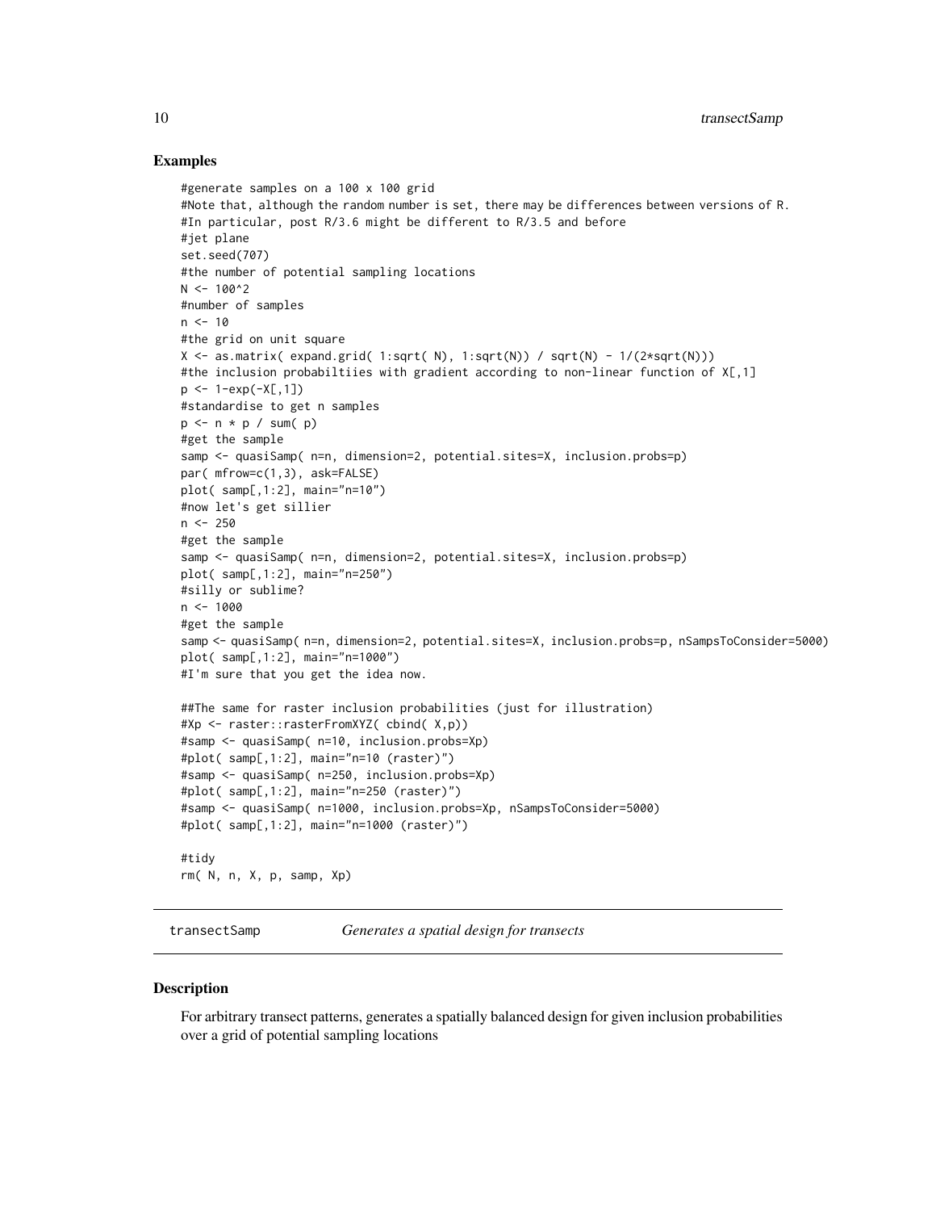## Examples

```
#generate samples on a 100 x 100 grid
#Note that, although the random number is set, there may be differences between versions of R.
#In particular, post R/3.6 might be different to R/3.5 and before
#jet plane
set.seed(707)
#the number of potential sampling locations
N <- 100^2
#number of samples
n <- 10
#the grid on unit square
X <- as.matrix( expand.grid( 1:sqrt( N), 1:sqrt(N)) / sqrt(N) - 1/(2*sqrt(N)))
#the inclusion probabiltiies with gradient according to non-linear function of X[,1]
p <- 1-exp(-X[,1])
#standardise to get n samples
p <- n * p / sum( p)
#get the sample
samp <- quasiSamp( n=n, dimension=2, potential.sites=X, inclusion.probs=p)
par( mfrow=c(1,3), ask=FALSE)
plot( samp[,1:2], main="n=10")
#now let's get sillier
n <- 250
#get the sample
samp <- quasiSamp( n=n, dimension=2, potential.sites=X, inclusion.probs=p)
plot( samp[,1:2], main="n=250")
#silly or sublime?
n <- 1000
#get the sample
samp <- quasiSamp( n=n, dimension=2, potential.sites=X, inclusion.probs=p, nSampsToConsider=5000)
plot( samp[,1:2], main="n=1000")
#I'm sure that you get the idea now.

##The same for raster inclusion probabilities (just for illustration)
#Xp <- raster::rasterFromXYZ( cbind( X,p))
#samp <- quasiSamp( n=10, inclusion.probs=Xp)
#plot( samp[,1:2], main="n=10 (raster)")
#samp <- quasiSamp( n=250, inclusion.probs=Xp)
#plot( samp[,1:2], main="n=250 (raster)")
#samp <- quasiSamp( n=1000, inclusion.probs=Xp, nSampsToConsider=5000)
#plot( samp[,1:2], main="n=1000 (raster)")

#tidy
rm( N, n, X, p, samp, Xp)
```

---

# transectSamp    *Generates a spatial design for transects*

---

## Description

For arbitrary transect patterns, generates a spatially balanced design for given inclusion probabilities over a grid of potential sampling locations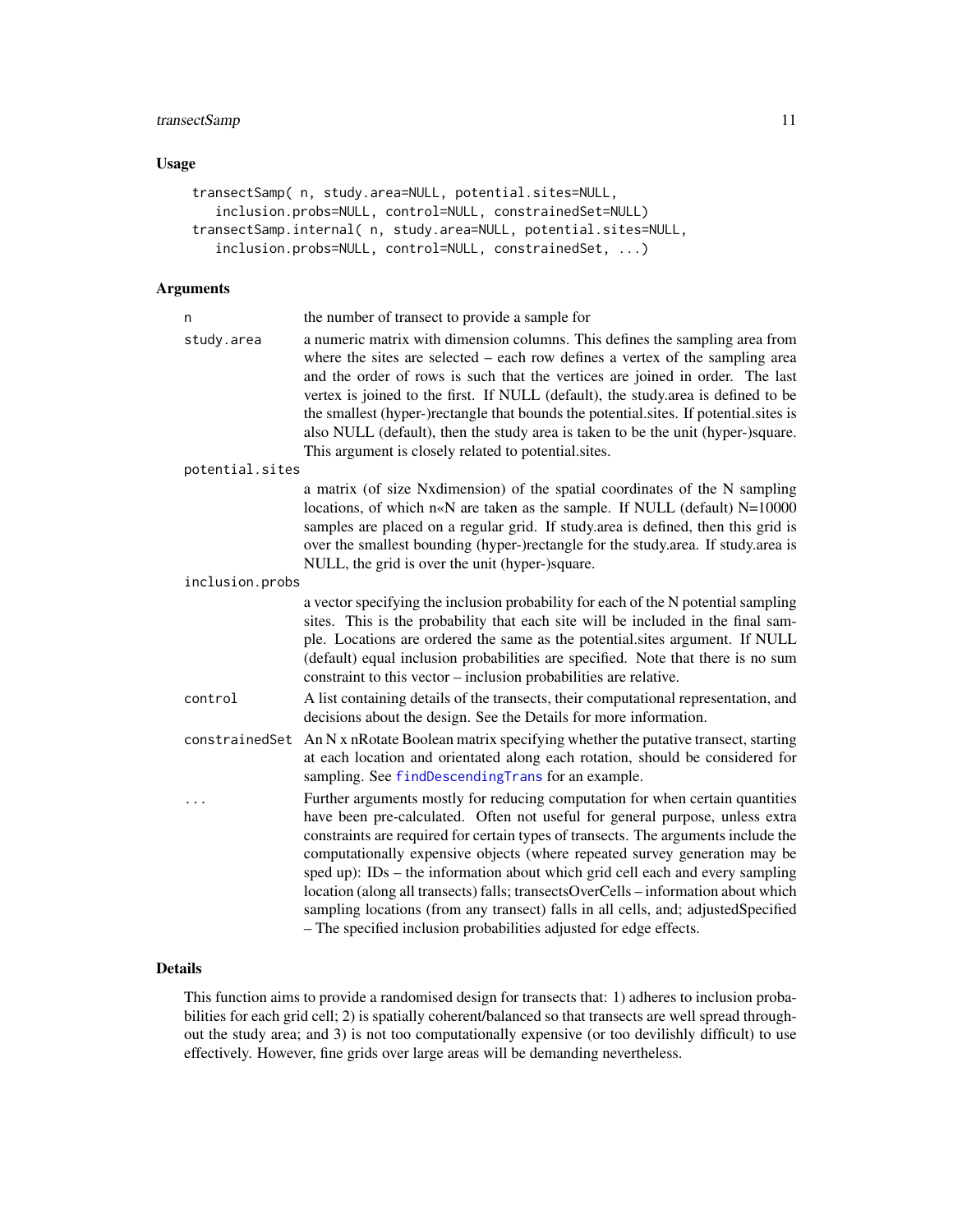## Usage

```
transectSamp( n, study.area=NULL, potential.sites=NULL,
    inclusion.probs=NULL, control=NULL, constrainedSet=NULL)
transectSamp.internal( n, study.area=NULL, potential.sites=NULL,
    inclusion.probs=NULL, control=NULL, constrainedSet, ...)
```

## Arguments

`n` the number of transect to provide a sample for

`study.area` a numeric matrix with dimension columns. This defines the sampling area from where the sites are selected – each row defines a vertex of the sampling area and the order of rows is such that the vertices are joined in order. The last vertex is joined to the first. If NULL (default), the study.area is defined to be the smallest (hyper-)rectangle that bounds the potential.sites. If potential.sites is also NULL (default), then the study area is taken to be the unit (hyper-)square. This argument is closely related to potential.sites.

`potential.sites` a matrix (of size Nxdimension) of the spatial coordinates of the N sampling locations, of which n«N are taken as the sample. If NULL (default) N=10000 samples are placed on a regular grid. If study.area is defined, then this grid is over the smallest bounding (hyper-)rectangle for the study.area. If study.area is NULL, the grid is over the unit (hyper-)square.

`inclusion.probs` a vector specifying the inclusion probability for each of the N potential sampling sites. This is the probability that each site will be included in the final sample. Locations are ordered the same as the potential.sites argument. If NULL (default) equal inclusion probabilities are specified. Note that there is no sum constraint to this vector – inclusion probabilities are relative.

`control` A list containing details of the transects, their computational representation, and decisions about the design. See the Details for more information.

`constrainedSet` An N x nRotate Boolean matrix specifying whether the putative transect, starting at each location and orientated along each rotation, should be considered for sampling. See `findDescendingTrans` for an example.

`...` Further arguments mostly for reducing computation for when certain quantities have been pre-calculated. Often not useful for general purpose, unless extra constraints are required for certain types of transects. The arguments include the computationally expensive objects (where repeated survey generation may be sped up): IDs – the information about which grid cell each and every sampling location (along all transects) falls; transectsOverCells – information about which sampling locations (from any transect) falls in all cells, and; adjustedSpecified – The specified inclusion probabilities adjusted for edge effects.

## Details

This function aims to provide a randomised design for transects that: 1) adheres to inclusion probabilities for each grid cell; 2) is spatially coherent/balanced so that transects are well spread throughout the study area; and 3) is not too computationally expensive (or too devilishly difficult) to use effectively. However, fine grids over large areas will be demanding nevertheless.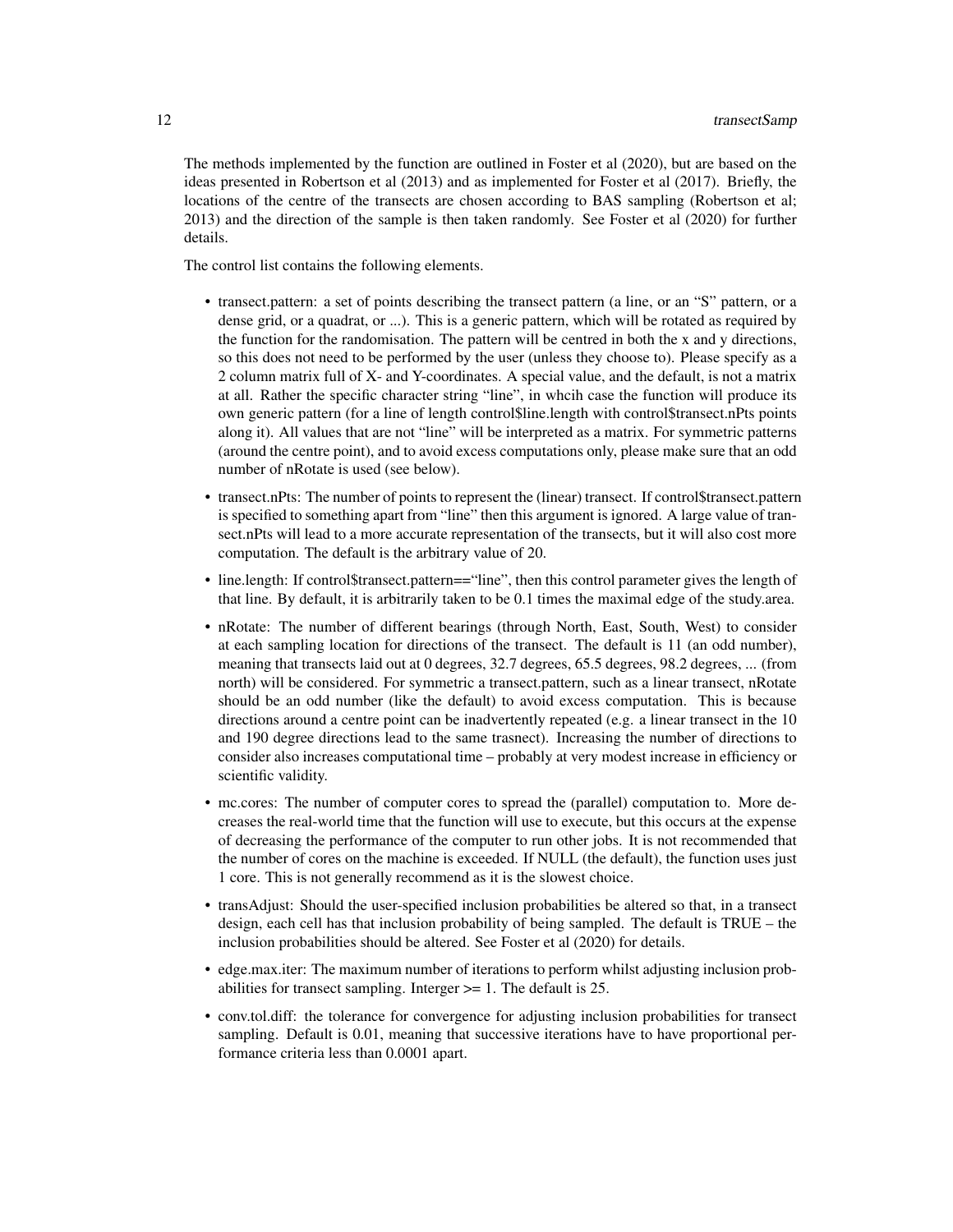The methods implemented by the function are outlined in Foster et al (2020), but are based on the ideas presented in Robertson et al (2013) and as implemented for Foster et al (2017). Briefly, the locations of the centre of the transects are chosen according to BAS sampling (Robertson et al; 2013) and the direction of the sample is then taken randomly. See Foster et al (2020) for further details.

The control list contains the following elements.

- transect.pattern: a set of points describing the transect pattern (a line, or an "S" pattern, or a dense grid, or a quadrat, or ...). This is a generic pattern, which will be rotated as required by the function for the randomisation. The pattern will be centred in both the x and y directions, so this does not need to be performed by the user (unless they choose to). Please specify as a 2 column matrix full of X- and Y-coordinates. A special value, and the default, is not a matrix at all. Rather the specific character string "line", in whcih case the function will produce its own generic pattern (for a line of length control$line.length with control$transect.nPts points along it). All values that are not "line" will be interpreted as a matrix. For symmetric patterns (around the centre point), and to avoid excess computations only, please make sure that an odd number of nRotate is used (see below).
- transect.nPts: The number of points to represent the (linear) transect. If control$transect.pattern is specified to something apart from "line" then this argument is ignored. A large value of transect.nPts will lead to a more accurate representation of the transects, but it will also cost more computation. The default is the arbitrary value of 20.
- line.length: If control$transect.pattern=="line", then this control parameter gives the length of that line. By default, it is arbitrarily taken to be 0.1 times the maximal edge of the study.area.
- nRotate: The number of different bearings (through North, East, South, West) to consider at each sampling location for directions of the transect. The default is 11 (an odd number), meaning that transects laid out at 0 degrees, 32.7 degrees, 65.5 degrees, 98.2 degrees, ... (from north) will be considered. For symmetric a transect.pattern, such as a linear transect, nRotate should be an odd number (like the default) to avoid excess computation. This is because directions around a centre point can be inadvertently repeated (e.g. a linear transect in the 10 and 190 degree directions lead to the same trasnect). Increasing the number of directions to consider also increases computational time – probably at very modest increase in efficiency or scientific validity.
- mc.cores: The number of computer cores to spread the (parallel) computation to. More decreases the real-world time that the function will use to execute, but this occurs at the expense of decreasing the performance of the computer to run other jobs. It is not recommended that the number of cores on the machine is exceeded. If NULL (the default), the function uses just 1 core. This is not generally recommend as it is the slowest choice.
- transAdjust: Should the user-specified inclusion probabilities be altered so that, in a transect design, each cell has that inclusion probability of being sampled. The default is TRUE – the inclusion probabilities should be altered. See Foster et al (2020) for details.
- edge.max.iter: The maximum number of iterations to perform whilst adjusting inclusion probabilities for transect sampling. Interger >= 1. The default is 25.
- conv.tol.diff: the tolerance for convergence for adjusting inclusion probabilities for transect sampling. Default is 0.01, meaning that successive iterations have to have proportional performance criteria less than 0.0001 apart.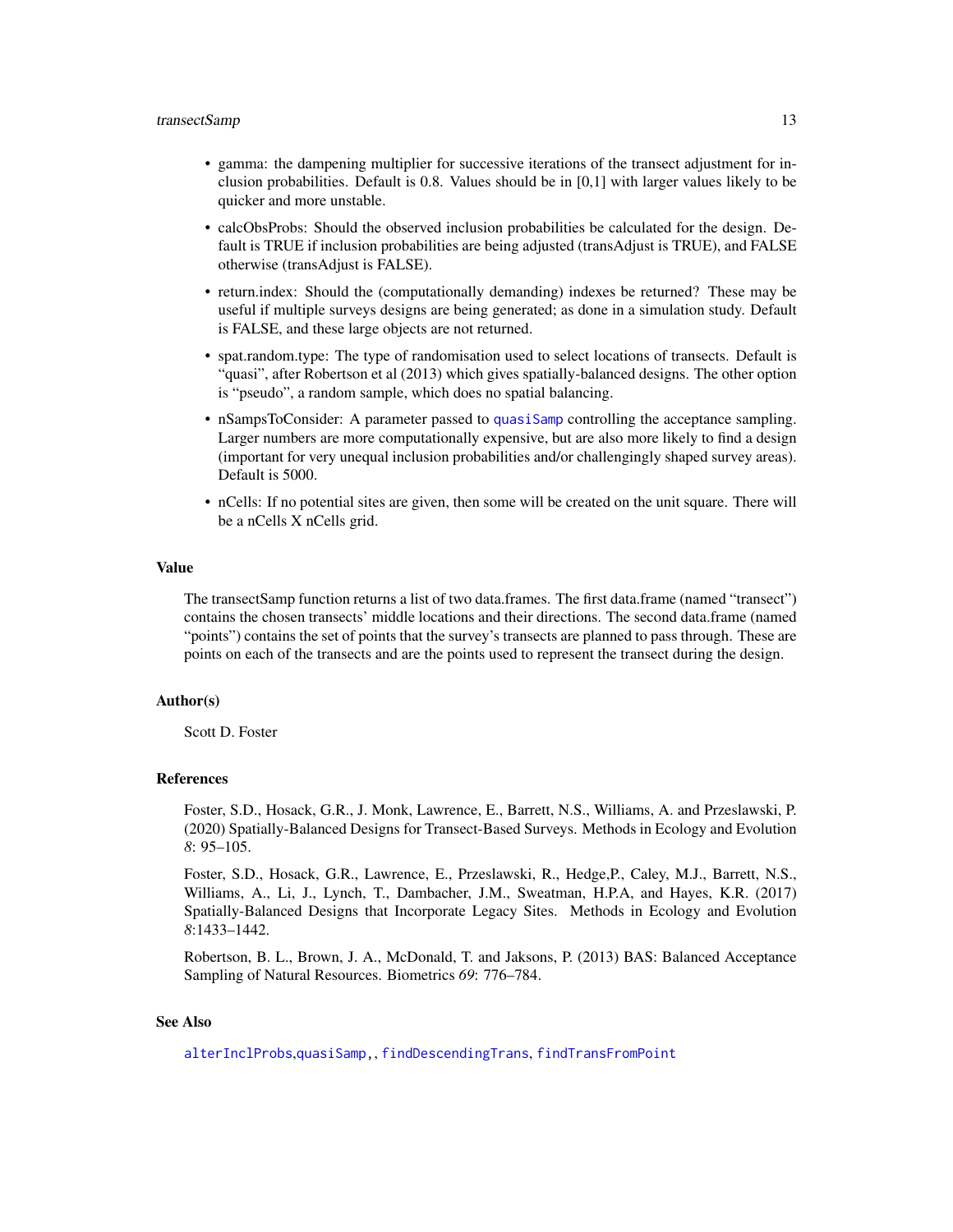- gamma: the dampening multiplier for successive iterations of the transect adjustment for inclusion probabilities. Default is 0.8. Values should be in [0,1] with larger values likely to be quicker and more unstable.
- calcObsProbs: Should the observed inclusion probabilities be calculated for the design. Default is TRUE if inclusion probabilities are being adjusted (transAdjust is TRUE), and FALSE otherwise (transAdjust is FALSE).
- return.index: Should the (computationally demanding) indexes be returned? These may be useful if multiple surveys designs are being generated; as done in a simulation study. Default is FALSE, and these large objects are not returned.
- spat.random.type: The type of randomisation used to select locations of transects. Default is "quasi", after Robertson et al (2013) which gives spatially-balanced designs. The other option is "pseudo", a random sample, which does no spatial balancing.
- nSampsToConsider: A parameter passed to quasiSamp controlling the acceptance sampling. Larger numbers are more computationally expensive, but are also more likely to find a design (important for very unequal inclusion probabilities and/or challengingly shaped survey areas). Default is 5000.
- nCells: If no potential sites are given, then some will be created on the unit square. There will be a nCells X nCells grid.

## Value

The transectSamp function returns a list of two data.frames. The first data.frame (named "transect") contains the chosen transects' middle locations and their directions. The second data.frame (named "points") contains the set of points that the survey's transects are planned to pass through. These are points on each of the transects and are the points used to represent the transect during the design.

## Author(s)

Scott D. Foster

## References

Foster, S.D., Hosack, G.R., J. Monk, Lawrence, E., Barrett, N.S., Williams, A. and Przeslawski, P. (2020) Spatially-Balanced Designs for Transect-Based Surveys. Methods in Ecology and Evolution *8*: 95–105.

Foster, S.D., Hosack, G.R., Lawrence, E., Przeslawski, R., Hedge,P., Caley, M.J., Barrett, N.S., Williams, A., Li, J., Lynch, T., Dambacher, J.M., Sweatman, H.P.A, and Hayes, K.R. (2017) Spatially-Balanced Designs that Incorporate Legacy Sites. Methods in Ecology and Evolution *8*:1433–1442.

Robertson, B. L., Brown, J. A., McDonald, T. and Jaksons, P. (2013) BAS: Balanced Acceptance Sampling of Natural Resources. Biometrics *69*: 776–784.

## See Also

alterInclProbs,quasiSamp,, findDescendingTrans, findTransFromPoint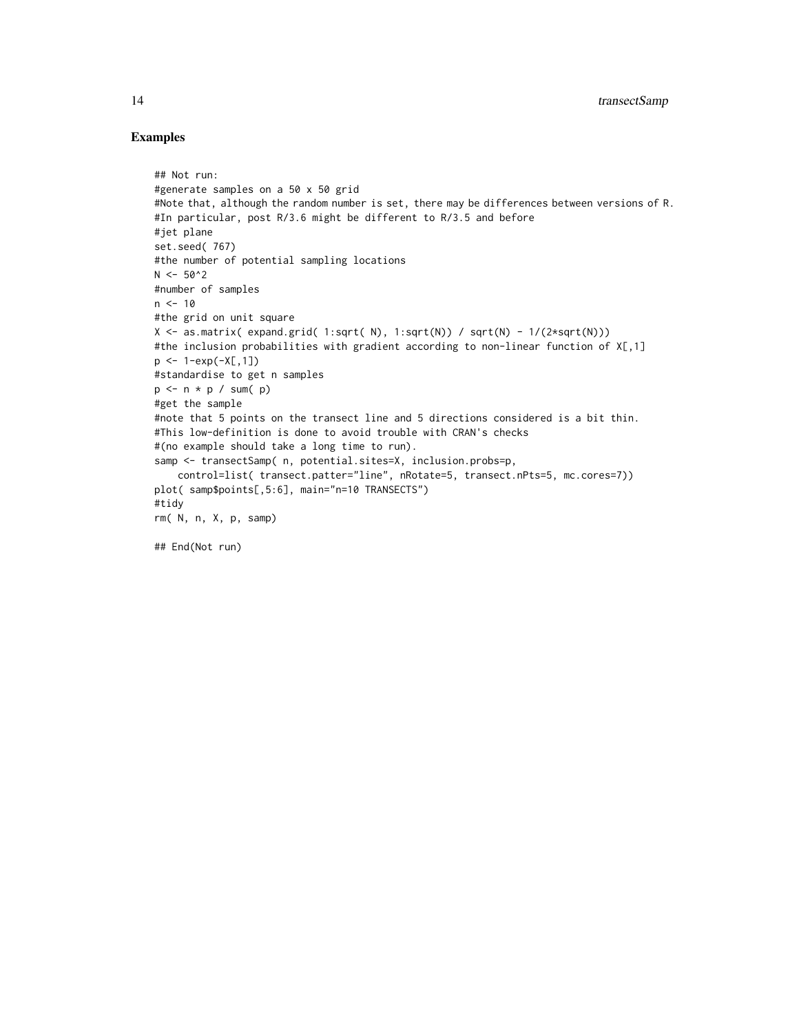## Examples

```
## Not run:
#generate samples on a 50 x 50 grid
#Note that, although the random number is set, there may be differences between versions of R.
#In particular, post R/3.6 might be different to R/3.5 and before
#jet plane
set.seed( 767)
#the number of potential sampling locations
N <- 50^2
#number of samples
n <- 10
#the grid on unit square
X <- as.matrix( expand.grid( 1:sqrt( N), 1:sqrt(N)) / sqrt(N) - 1/(2*sqrt(N)))
#the inclusion probabilities with gradient according to non-linear function of X[,1]
p <- 1-exp(-X[,1])
#standardise to get n samples
p <- n * p / sum( p)
#get the sample
#note that 5 points on the transect line and 5 directions considered is a bit thin.
#This low-definition is done to avoid trouble with CRAN's checks
#(no example should take a long time to run).
samp <- transectSamp( n, potential.sites=X, inclusion.probs=p,
    control=list( transect.patter="line", nRotate=5, transect.nPts=5, mc.cores=7))
plot( samp$points[,5:6], main="n=10 TRANSECTS")
#tidy
rm( N, n, X, p, samp)

## End(Not run)
```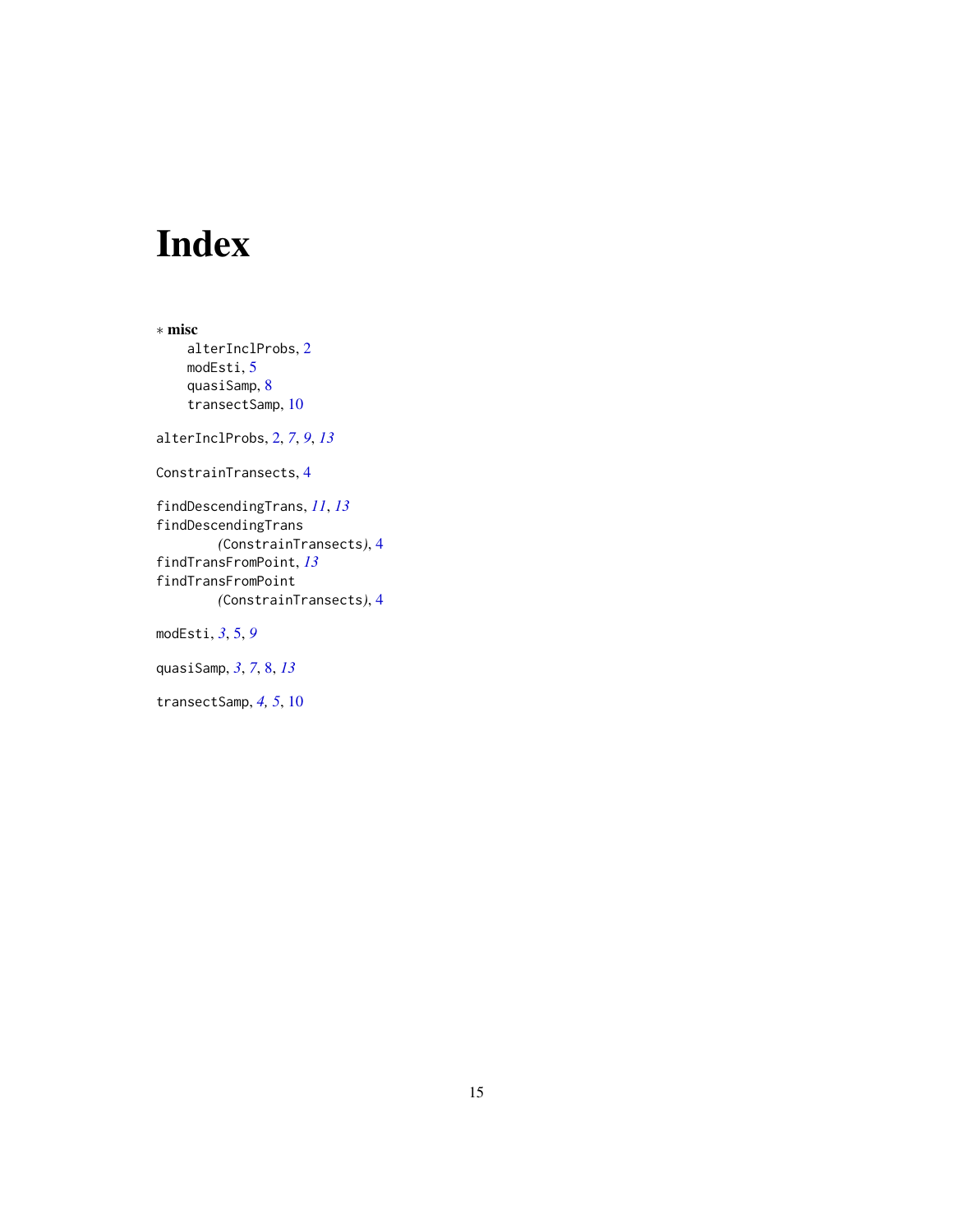# Index

∗ **misc**

- alterInclProbs, 2
- modEsti, 5
- quasiSamp, 8
- transectSamp, 10

alterInclProbs, 2, *7*, *9*, *13*

ConstrainTransects, 4

findDescendingTrans, *11*, *13*
findDescendingTrans
  *(*ConstrainTransects*)*, 4
findTransFromPoint, *13*
findTransFromPoint
  *(*ConstrainTransects*)*, 4

modEsti, *3*, 5, *9*

quasiSamp, *3*, *7*, 8, *13*

transectSamp, *4, 5*, 10